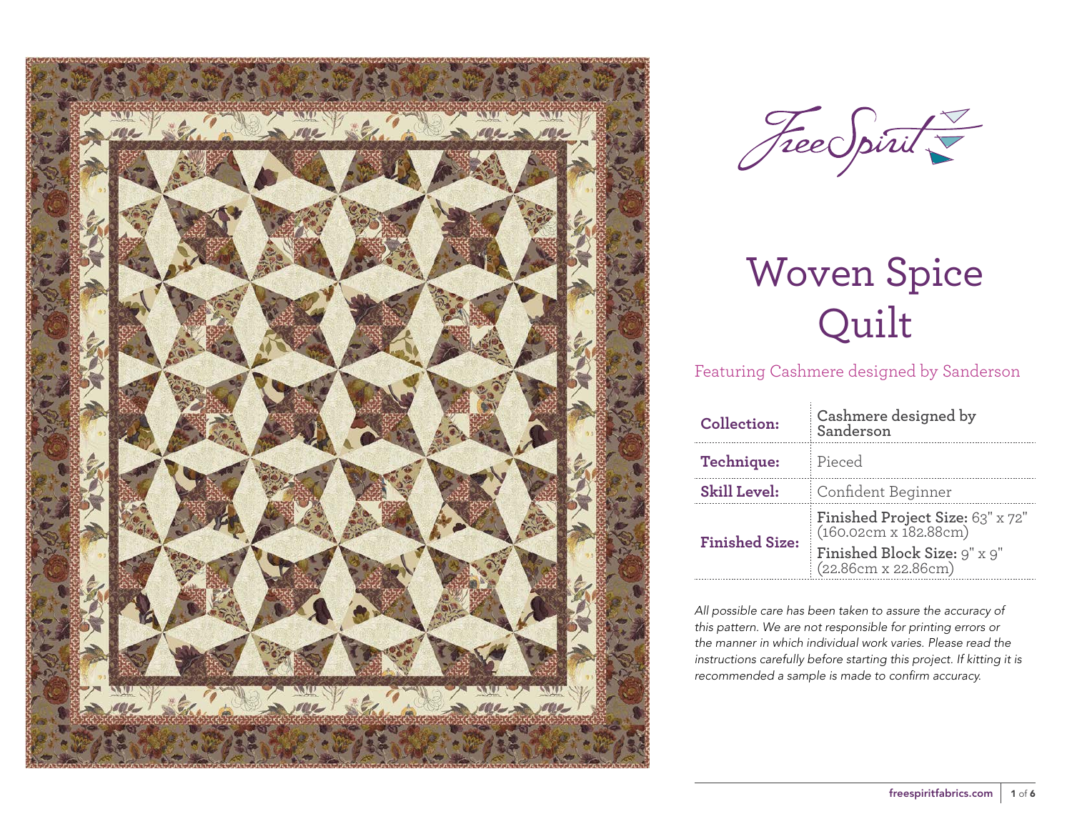FreeSpirit

# Woven Spice Quilt

Featuring Cashmere designed by Sanderson

| | |
|---|---|
| **Collection:** | **Cashmere designed by Sanderson** |
| **Technique:** | Pieced |
| **Skill Level:** | Confident Beginner |
| **Finished Size:** | **Finished Project Size:** 63" x 72" (160.02cm x 182.88cm)<br>**Finished Block Size:** 9" x 9" (22.86cm x 22.86cm) |

*All possible care has been taken to assure the accuracy of this pattern. We are not responsible for printing errors or the manner in which individual work varies. Please read the instructions carefully before starting this project. If kitting it is recommended a sample is made to confirm accuracy.*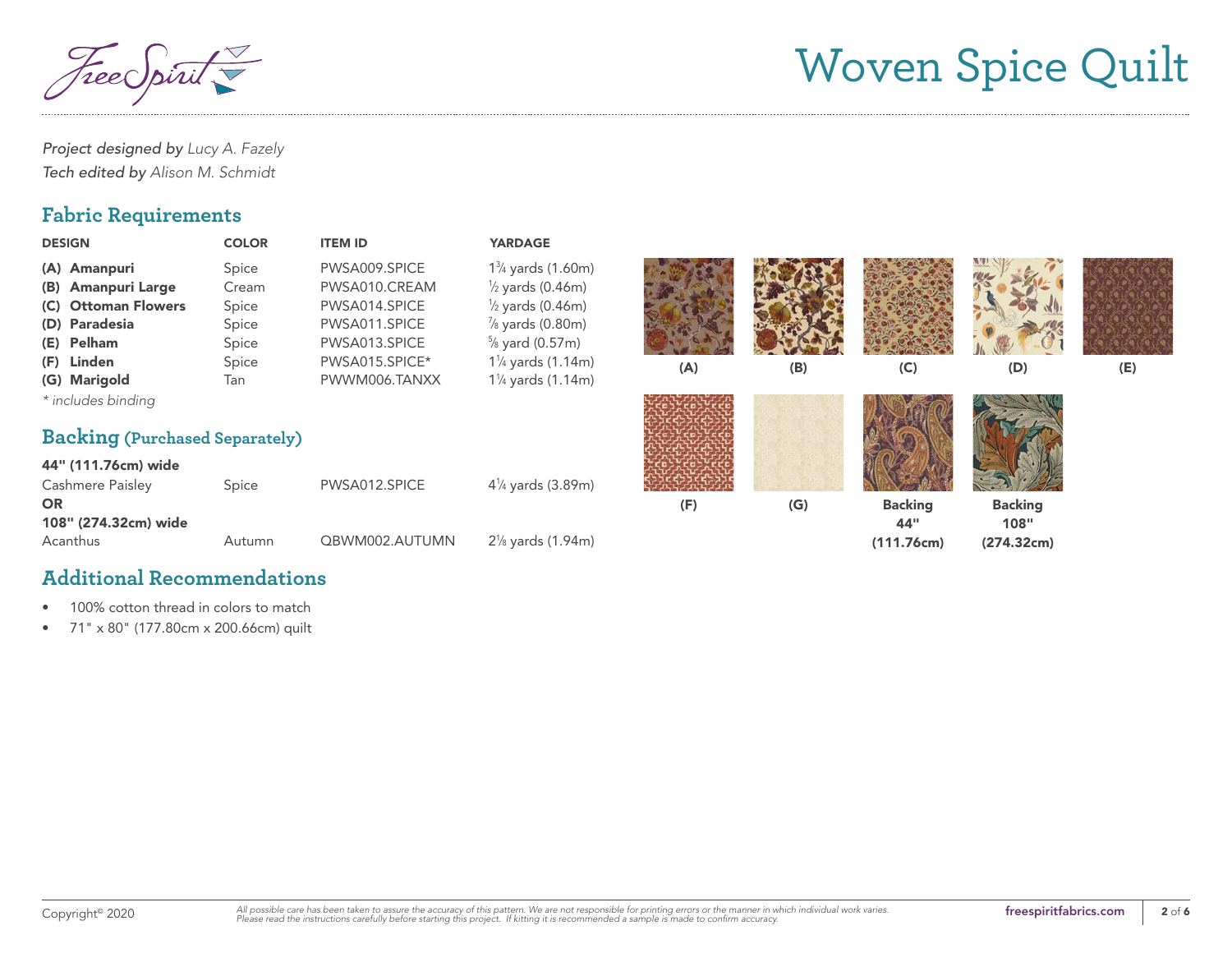# Woven Spice Quilt

*Project designed by* *Lucy A. Fazely*
*Tech edited by* *Alison M. Schmidt*

## Fabric Requirements

| DESIGN | COLOR | ITEM ID | YARDAGE |
|---|---|---|---|
| **(A) Amanpuri** | Spice | PWSA009.SPICE | 1¾ yards (1.60m) |
| **(B) Amanpuri Large** | Cream | PWSA010.CREAM | ½ yards (0.46m) |
| **(C) Ottoman Flowers** | Spice | PWSA014.SPICE | ½ yards (0.46m) |
| **(D) Paradesia** | Spice | PWSA011.SPICE | ⅞ yards (0.80m) |
| **(E) Pelham** | Spice | PWSA013.SPICE | ⅝ yard (0.57m) |
| **(F) Linden** | Spice | PWSA015.SPICE* | 1¼ yards (1.14m) |
| **(G) Marigold** | Tan | PWWM006.TANXX | 1¼ yards (1.14m) |

*\* includes binding*

## Backing (Purchased Separately)

| | | | |
|---|---|---|---|
| **44" (111.76cm) wide** | | | |
| Cashmere Paisley | Spice | PWSA012.SPICE | 4¼ yards (3.89m) |
| **OR** | | | |
| **108" (274.32cm) wide** | | | |
| Acanthus | Autumn | QBWM002.AUTUMN | 2⅛ yards (1.94m) |

(A) (B) (C) (D) (E)

(F) (G) **Backing 44" (111.76cm)** **Backing 108" (274.32cm)**

## Additional Recommendations

- 100% cotton thread in colors to match
- 71" x 80" (177.80cm x 200.66cm) quilt

Copyright© 2020

*All possible care has been taken to assure the accuracy of this pattern. We are not responsible for printing errors or the manner in which individual work varies. Please read the instructions carefully before starting this project. If kitting it is recommended a sample is made to confirm accuracy.*

freespiritfabrics.com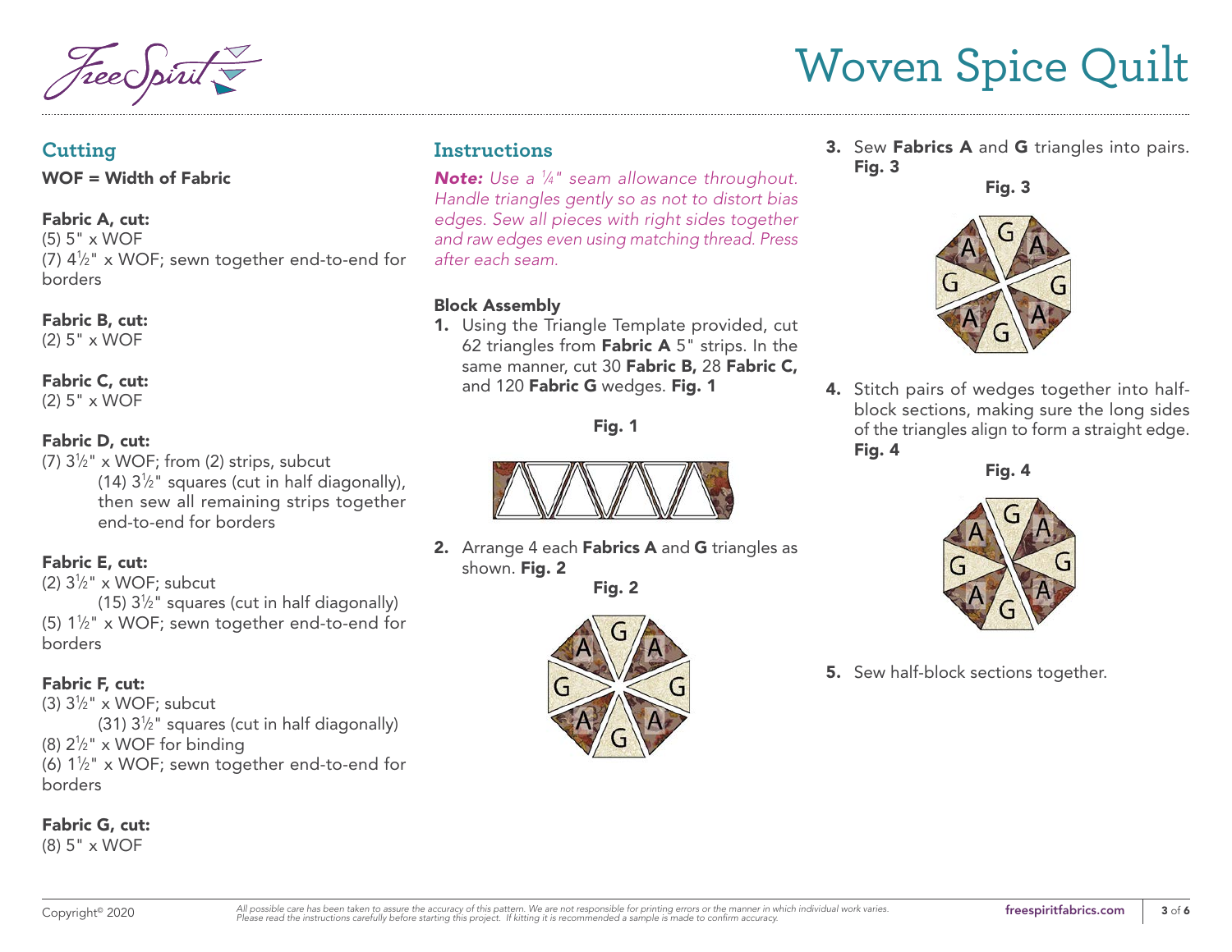## Cutting

**WOF = Width of Fabric**

**Fabric A, cut:**
(5) 5" x WOF
(7) 4½" x WOF; sewn together end-to-end for borders

**Fabric B, cut:**
(2) 5" x WOF

**Fabric C, cut:**
(2) 5" x WOF

**Fabric D, cut:**
(7) 3½" x WOF; from (2) strips, subcut
(14) 3½" squares (cut in half diagonally), then sew all remaining strips together end-to-end for borders

**Fabric E, cut:**
(2) 3½" x WOF; subcut
(15) 3½" squares (cut in half diagonally)
(5) 1½" x WOF; sewn together end-to-end for borders

**Fabric F, cut:**
(3) 3½" x WOF; subcut
(31) 3½" squares (cut in half diagonally)
(8) 2½" x WOF for binding
(6) 1½" x WOF; sewn together end-to-end for borders

**Fabric G, cut:**
(8) 5" x WOF

## Instructions

***Note:*** *Use a ¼" seam allowance throughout. Handle triangles gently so as not to distort bias edges. Sew all pieces with right sides together and raw edges even using matching thread. Press after each seam.*

**Block Assembly**

1. Using the Triangle Template provided, cut 62 triangles from **Fabric A** 5" strips. In the same manner, cut 30 **Fabric B,** 28 **Fabric C,** and 120 **Fabric G** wedges. **Fig. 1**

**Fig. 1**

2. Arrange 4 each **Fabrics A** and **G** triangles as shown. **Fig. 2**

**Fig. 2**

3. Sew **Fabrics A** and **G** triangles into pairs. **Fig. 3**

**Fig. 3**

4. Stitch pairs of wedges together into half-block sections, making sure the long sides of the triangles align to form a straight edge. **Fig. 4**

**Fig. 4**

5. Sew half-block sections together.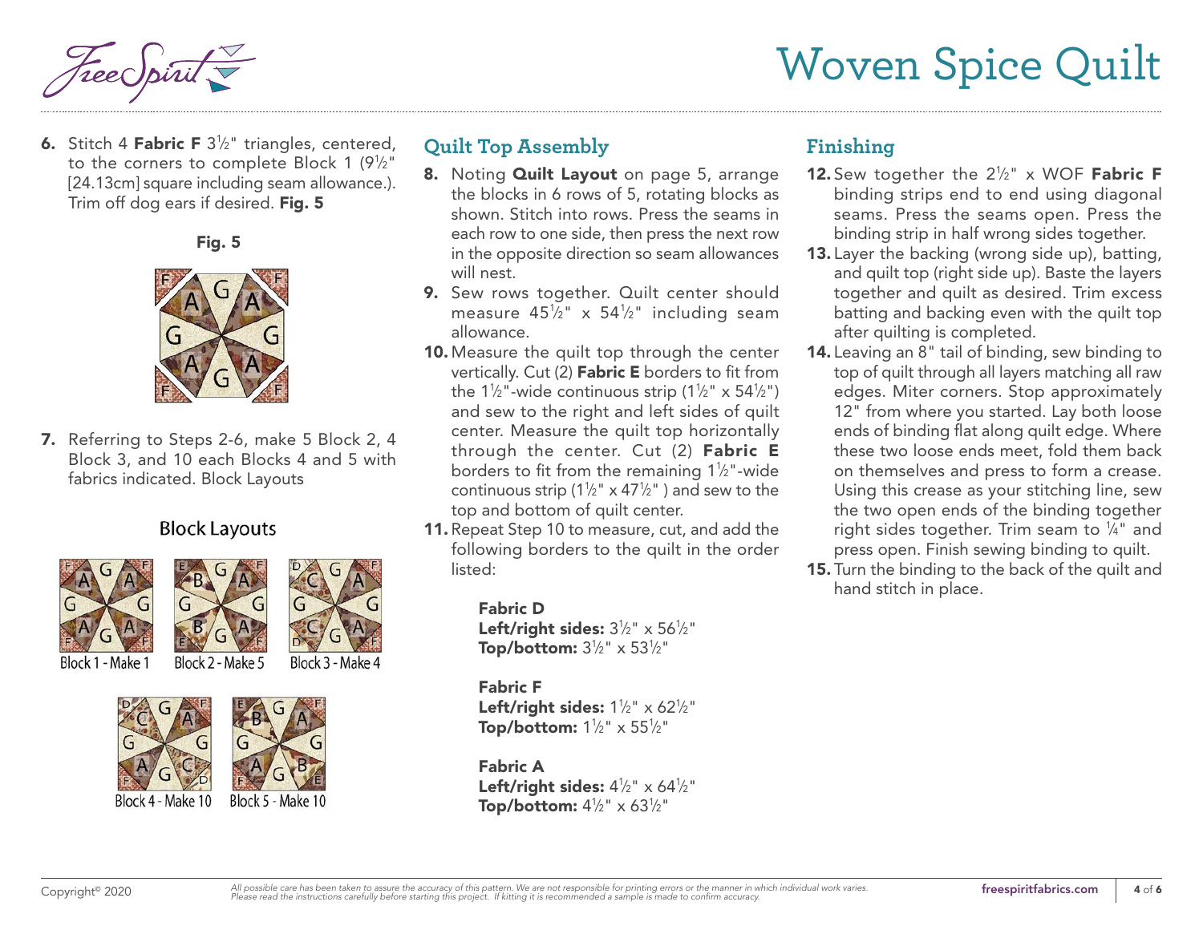6. Stitch 4 **Fabric F** 3½" triangles, centered, to the corners to complete Block 1 (9½" [24.13cm] square including seam allowance.). Trim off dog ears if desired. **Fig. 5**

**Fig. 5**

7. Referring to Steps 2-6, make 5 Block 2, 4 Block 3, and 10 each Blocks 4 and 5 with fabrics indicated. Block Layouts

Block Layouts

Block 1 - Make 1

Block 2 - Make 5

Block 3 - Make 4

Block 4 - Make 10

Block 5 - Make 10

## Quilt Top Assembly

8. Noting **Quilt Layout** on page 5, arrange the blocks in 6 rows of 5, rotating blocks as shown. Stitch into rows. Press the seams in each row to one side, then press the next row in the opposite direction so seam allowances will nest.
9. Sew rows together. Quilt center should measure 45½" x 54½" including seam allowance.
10. Measure the quilt top through the center vertically. Cut (2) **Fabric E** borders to fit from the 1½"-wide continuous strip (1½" x 54½") and sew to the right and left sides of quilt center. Measure the quilt top horizontally through the center. Cut (2) **Fabric E** borders to fit from the remaining 1½"-wide continuous strip (1½" x 47½" ) and sew to the top and bottom of quilt center.
11. Repeat Step 10 to measure, cut, and add the following borders to the quilt in the order listed:

**Fabric D**
**Left/right sides:** 3½" x 56½"
**Top/bottom:** 3½" x 53½"

**Fabric F**
**Left/right sides:** 1½" x 62½"
**Top/bottom:** 1½" x 55½"

**Fabric A**
**Left/right sides:** 4½" x 64½"
**Top/bottom:** 4½" x 63½"

## Finishing

12. Sew together the 2½" x WOF **Fabric F** binding strips end to end using diagonal seams. Press the seams open. Press the binding strip in half wrong sides together.
13. Layer the backing (wrong side up), batting, and quilt top (right side up). Baste the layers together and quilt as desired. Trim excess batting and backing even with the quilt top after quilting is completed.
14. Leaving an 8" tail of binding, sew binding to top of quilt through all layers matching all raw edges. Miter corners. Stop approximately 12" from where you started. Lay both loose ends of binding flat along quilt edge. Where these two loose ends meet, fold them back on themselves and press to form a crease. Using this crease as your stitching line, sew the two open ends of the binding together right sides together. Trim seam to ¼" and press open. Finish sewing binding to quilt.
15. Turn the binding to the back of the quilt and hand stitch in place.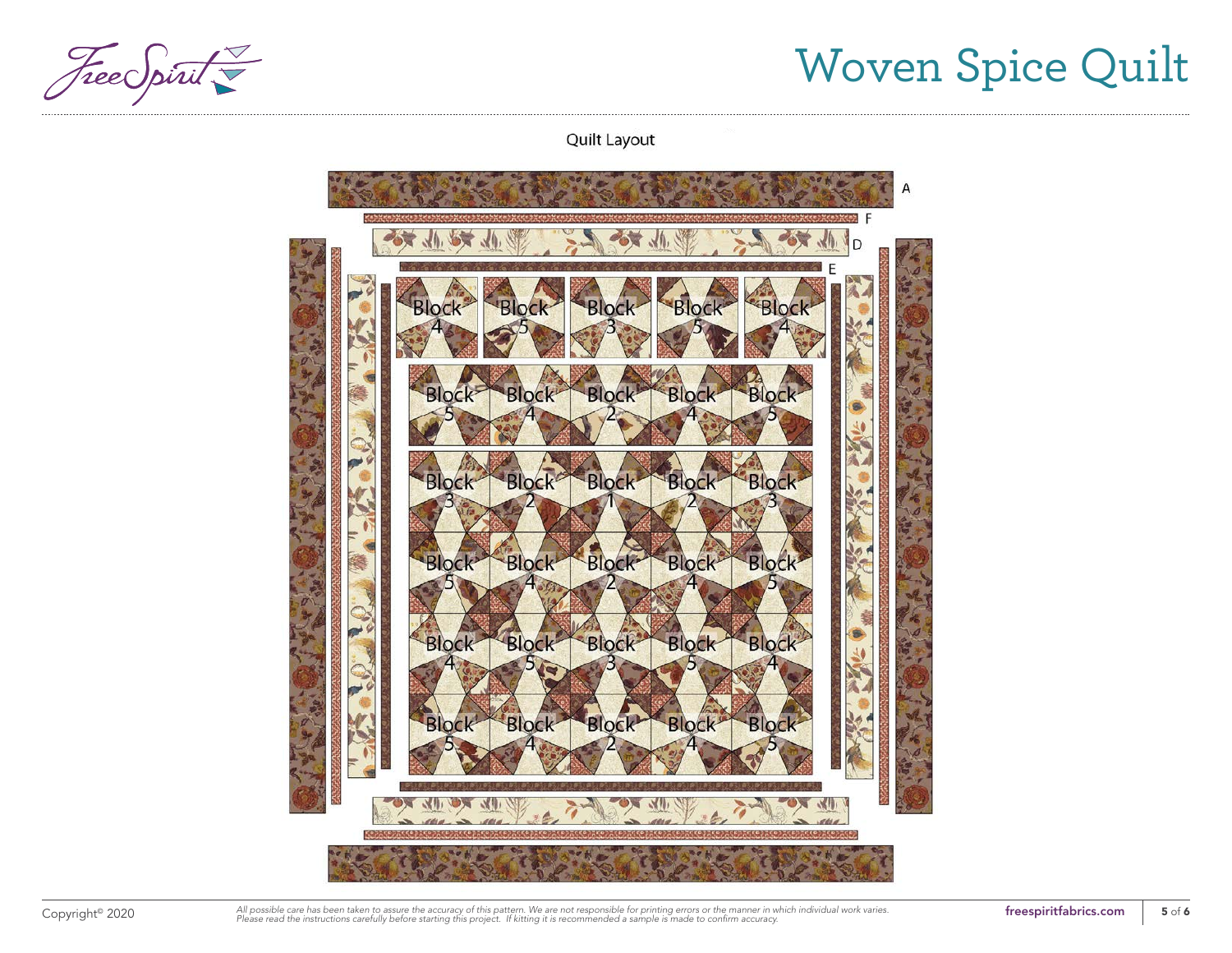Quilt Layout

A

F

D

E

| Block 4 | Block 5 | Block 3 | Block 5 | Block 4 |
|---|---|---|---|---|
| Block 5 | Block 4 | Block 2 | Block 4 | Block 5 |
| Block 3 | Block 2 | Block 1 | Block 2 | Block 3 |
| Block 5 | Block 4 | Block 2 | Block 4 | Block 5 |
| Block 4 | Block 5 | Block 3 | Block 5 | Block 4 |
| Block 5 | Block 4 | Block 2 | Block 4 | Block 5 |

Copyright© 2020

*All possible care has been taken to assure the accuracy of this pattern. We are not responsible for printing errors or the manner in which individual work varies. Please read the instructions carefully before starting this project. If kitting it is recommended a sample is made to confirm accuracy.*

freespiritfabrics.com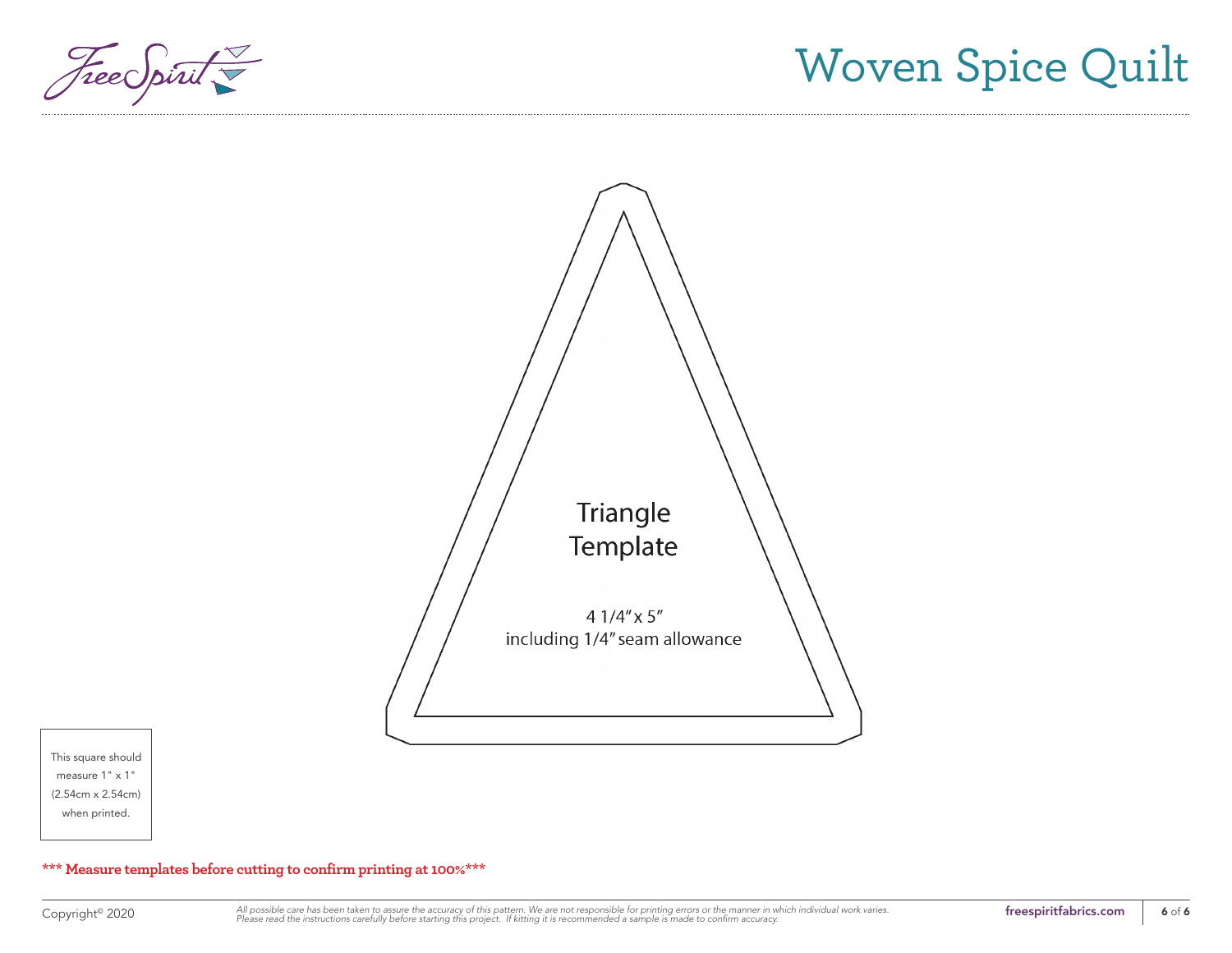Triangle
Template

4 1/4" x 5"
including 1/4" seam allowance

This square should measure 1" x 1" (2.54cm x 2.54cm) when printed.

**\*\*\* Measure templates before cutting to confirm printing at 100%\*\*\***